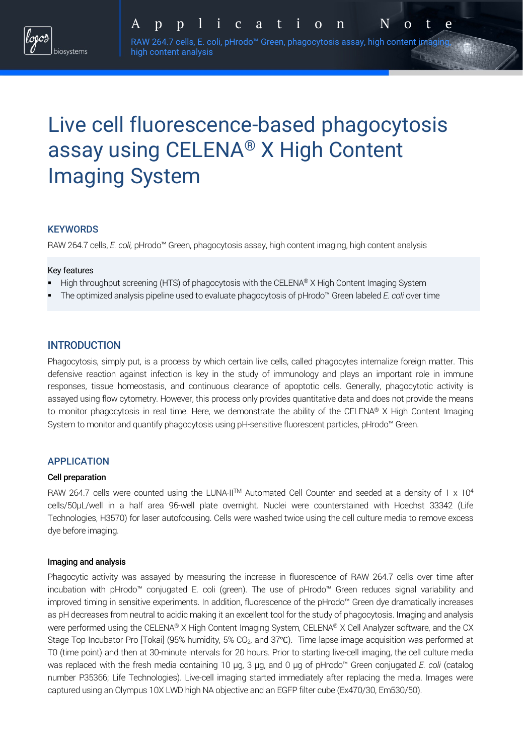# Live cell fluorescence-based phagocytosis assay using CELENA® X High Content Imaging System

## KEYWORDS

RAW 264.7 cells, *E. coli*, pHrodo™ Green, phagocytosis assay, high content imaging, high content analysis

**Key features**

- High throughput screening (HTS) of phagocytosis with the CELENA® X High Content Imaging System
- The optimized analysis pipeline used to evaluate phagocytosis of pHrodo™ Green labeled *E. coli* over time

## INTRODUCTION

Phagocytosis, simply put, is a process by which certain live cells, called phagocytes internalize foreign matter. This defensive reaction against infection is key in the study of immunology and plays an important role in immune responses, tissue homeostasis, and continuous clearance of apoptotic cells. Generally, phagocytotic activity is assayed using flow cytometry. However, this process only provides quantitative data and does not provide the means to monitor phagocytosis in real time. Here, we demonstrate the ability of the CELENA® X High Content Imaging System to monitor and quantify phagocytosis using pH-sensitive fluorescent particles, pHrodo™ Green.

## APPLICATION

### Cell preparation

RAW 264.7 cells were counted using the LUNA-II™ Automated Cell Counter and seeded at a density of $1 \times 10^4$ cells/50µL/well in a half area 96-well plate overnight. Nuclei were counterstained with Hoechst 33342 (Life Technologies, H3570) for laser autofocusing. Cells were washed twice using the cell culture media to remove excess dye before imaging.

### Imaging and analysis

Phagocytic activity was assayed by measuring the increase in fluorescence of RAW 264.7 cells over time after incubation with pHrodo™ conjugated E. coli (green). The use of pHrodo™ Green reduces signal variability and improved timing in sensitive experiments. In addition, fluorescence of the pHrodo™ Green dye dramatically increases as pH decreases from neutral to acidic making it an excellent tool for the study of phagocytosis. Imaging and analysis were performed using the CELENA® X High Content Imaging System, CELENA® X Cell Analyzer software, and the CX Stage Top Incubator Pro [Tokai] (95% humidity, 5% $CO_2$, and 37℃). Time lapse image acquisition was performed at T0 (time point) and then at 30-minute intervals for 20 hours. Prior to starting live-cell imaging, the cell culture media was replaced with the fresh media containing 10 µg, 3 µg, and 0 µg of pHrodo™ Green conjugated *E. coli* (catalog number P35366; Life Technologies). Live-cell imaging started immediately after replacing the media. Images were captured using an Olympus 10X LWD high NA objective and an EGFP filter cube (Ex470/30, Em530/50).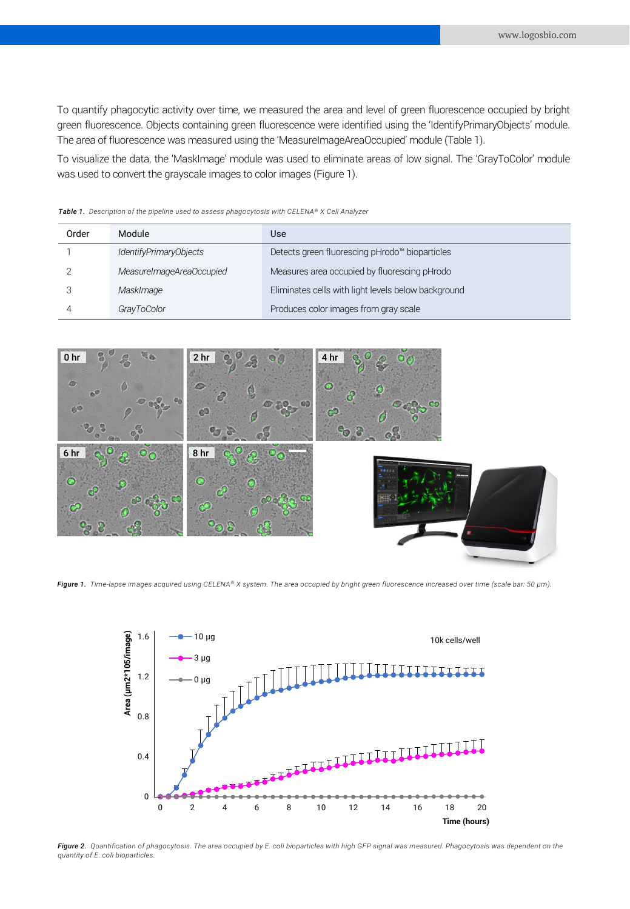To quantify phagocytic activity over time, we measured the area and level of green fluorescence occupied by bright green fluorescence. Objects containing green fluorescence were identified using the 'IdentifyPrimaryObjects' module. The area of fluorescence was measured using the 'MeasureImageAreaOccupied' module (Table 1).

To visualize the data, the 'MaskImage' module was used to eliminate areas of low signal. The 'GrayToColor' module was used to convert the grayscale images to color images (Figure 1).

***Table 1.*** *Description of the pipeline used to assess phagocytosis with CELENA® X Cell Analyzer*

| Order | Module | Use |
|---|---|---|
| 1 | *IdentifyPrimaryObjects* | Detects green fluorescing pHrodo™ bioparticles |
| 2 | *MeasureImageAreaOccupied* | Measures area occupied by fluorescing pHrodo |
| 3 | *MaskImage* | Eliminates cells with light levels below background |
| 4 | *GrayToColor* | Produces color images from gray scale |

***Figure 1.*** *Time-lapse images acquired using CELENA® X system. The area occupied by bright green fluorescence increased over time (scale bar: 50 µm).*

***Figure 2.*** *Quantification of phagocytosis. The area occupied by E. coli bioparticles with high GFP signal was measured. Phagocytosis was dependent on the quantity of E. coli bioparticles.*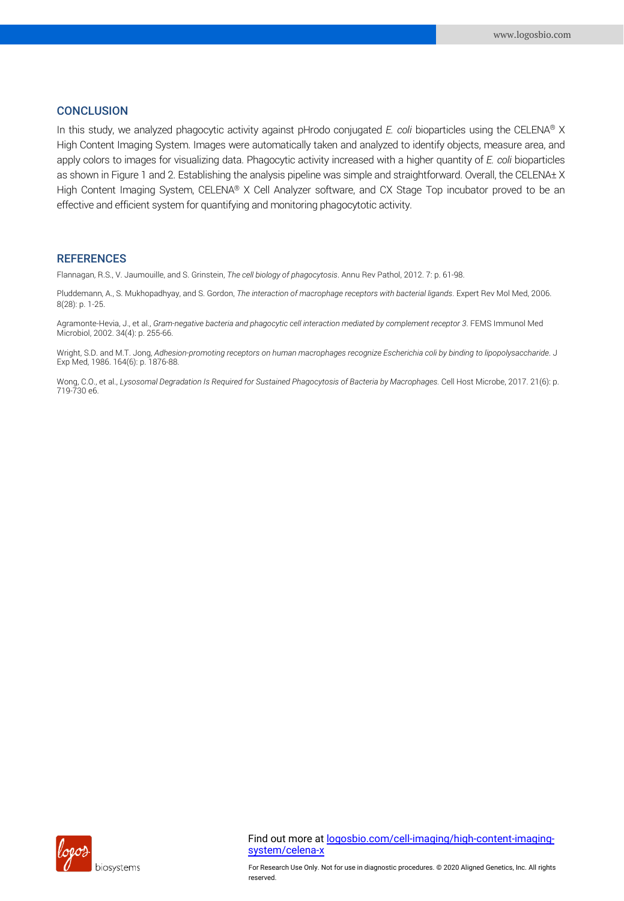## CONCLUSION

In this study, we analyzed phagocytic activity against pHrodo conjugated *E. coli* bioparticles using the CELENA® X High Content Imaging System. Images were automatically taken and analyzed to identify objects, measure area, and apply colors to images for visualizing data. Phagocytic activity increased with a higher quantity of *E. coli* bioparticles as shown in Figure 1 and 2. Establishing the analysis pipeline was simple and straightforward. Overall, the CELENA± X High Content Imaging System, CELENA® X Cell Analyzer software, and CX Stage Top incubator proved to be an effective and efficient system for quantifying and monitoring phagocytotic activity.

## REFERENCES

Flannagan, R.S., V. Jaumouille, and S. Grinstein, *The cell biology of phagocytosis*. Annu Rev Pathol, 2012. 7: p. 61-98.

Pluddemann, A., S. Mukhopadhyay, and S. Gordon, *The interaction of macrophage receptors with bacterial ligands*. Expert Rev Mol Med, 2006. 8(28): p. 1-25.

Agramonte-Hevia, J., et al., *Gram-negative bacteria and phagocytic cell interaction mediated by complement receptor 3*. FEMS Immunol Med Microbiol, 2002. 34(4): p. 255-66.

Wright, S.D. and M.T. Jong, *Adhesion-promoting receptors on human macrophages recognize Escherichia coli by binding to lipopolysaccharide*. J Exp Med, 1986. 164(6): p. 1876-88.

Wong, C.O., et al., *Lysosomal Degradation Is Required for Sustained Phagocytosis of Bacteria by Macrophages*. Cell Host Microbe, 2017. 21(6): p. 719-730 e6.

Find out more at [logosbio.com/cell-imaging/high-content-imaging-system/celena-x](logosbio.com/cell-imaging/high-content-imaging-system/celena-x)

For Research Use Only. Not for use in diagnostic procedures. © 2020 Aligned Genetics, Inc. All rights reserved.